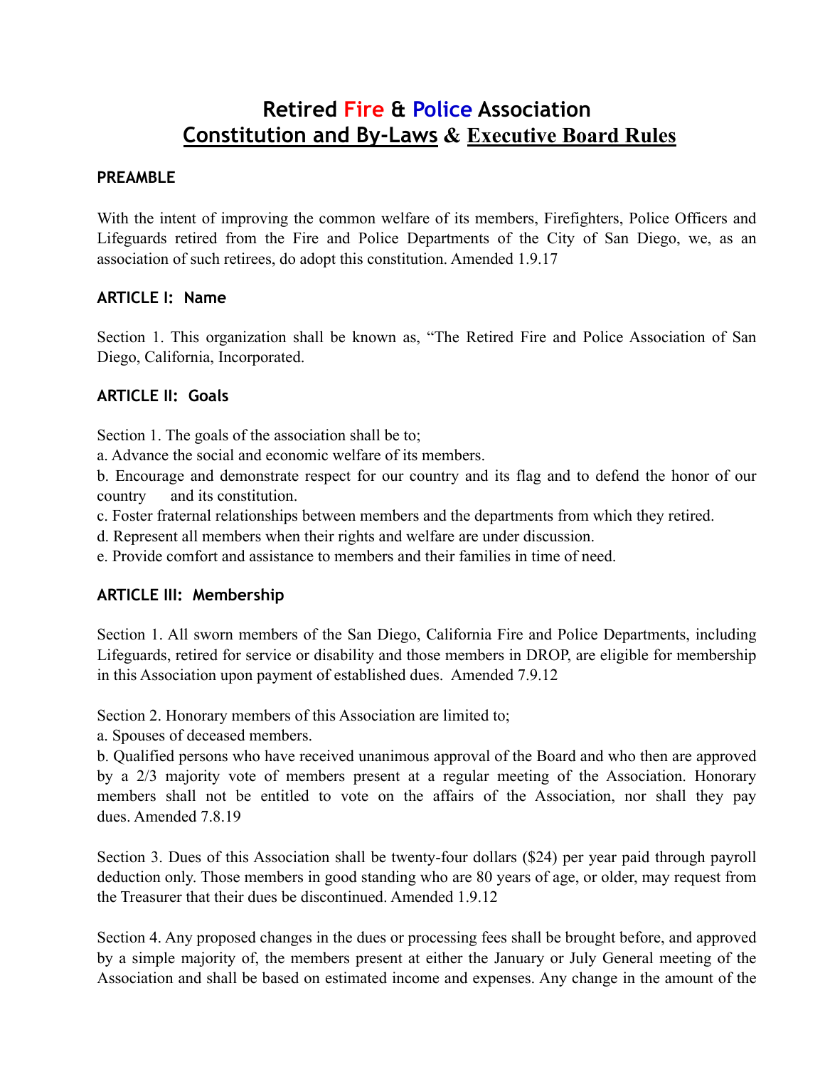# Retired Fire & Police Association
# Constitution and By-Laws & Executive Board Rules

### PREAMBLE

With the intent of improving the common welfare of its members, Firefighters, Police Officers and Lifeguards retired from the Fire and Police Departments of the City of San Diego, we, as an association of such retirees, do adopt this constitution. Amended 1.9.17

### ARTICLE I: Name

Section 1. This organization shall be known as, "The Retired Fire and Police Association of San Diego, California, Incorporated.

### ARTICLE II: Goals

Section 1. The goals of the association shall be to;

a. Advance the social and economic welfare of its members.

b. Encourage and demonstrate respect for our country and its flag and to defend the honor of our country and its constitution.

c. Foster fraternal relationships between members and the departments from which they retired.

d. Represent all members when their rights and welfare are under discussion.

e. Provide comfort and assistance to members and their families in time of need.

### ARTICLE III: Membership

Section 1. All sworn members of the San Diego, California Fire and Police Departments, including Lifeguards, retired for service or disability and those members in DROP, are eligible for membership in this Association upon payment of established dues. Amended 7.9.12

Section 2. Honorary members of this Association are limited to;

a. Spouses of deceased members.

b. Qualified persons who have received unanimous approval of the Board and who then are approved by a 2/3 majority vote of members present at a regular meeting of the Association. Honorary members shall not be entitled to vote on the affairs of the Association, nor shall they pay dues. Amended 7.8.19

Section 3. Dues of this Association shall be twenty-four dollars ($24) per year paid through payroll deduction only. Those members in good standing who are 80 years of age, or older, may request from the Treasurer that their dues be discontinued. Amended 1.9.12

Section 4. Any proposed changes in the dues or processing fees shall be brought before, and approved by a simple majority of, the members present at either the January or July General meeting of the Association and shall be based on estimated income and expenses. Any change in the amount of the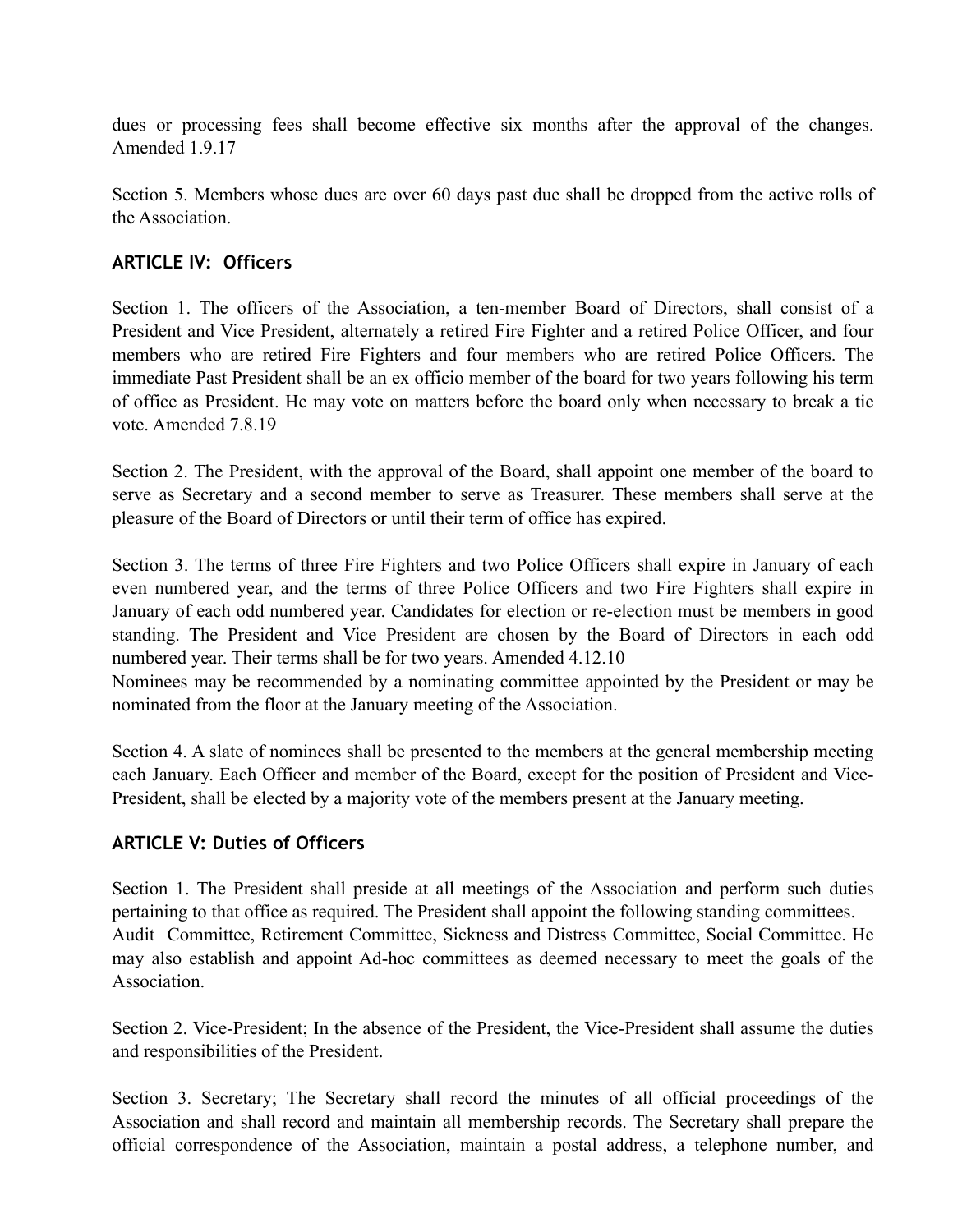dues or processing fees shall become effective six months after the approval of the changes. Amended 1.9.17

Section 5. Members whose dues are over 60 days past due shall be dropped from the active rolls of the Association.

## ARTICLE IV: Officers

Section 1. The officers of the Association, a ten-member Board of Directors, shall consist of a President and Vice President, alternately a retired Fire Fighter and a retired Police Officer, and four members who are retired Fire Fighters and four members who are retired Police Officers. The immediate Past President shall be an ex officio member of the board for two years following his term of office as President. He may vote on matters before the board only when necessary to break a tie vote. Amended 7.8.19

Section 2. The President, with the approval of the Board, shall appoint one member of the board to serve as Secretary and a second member to serve as Treasurer. These members shall serve at the pleasure of the Board of Directors or until their term of office has expired.

Section 3. The terms of three Fire Fighters and two Police Officers shall expire in January of each even numbered year, and the terms of three Police Officers and two Fire Fighters shall expire in January of each odd numbered year. Candidates for election or re-election must be members in good standing. The President and Vice President are chosen by the Board of Directors in each odd numbered year. Their terms shall be for two years. Amended 4.12.10
Nominees may be recommended by a nominating committee appointed by the President or may be nominated from the floor at the January meeting of the Association.

Section 4. A slate of nominees shall be presented to the members at the general membership meeting each January. Each Officer and member of the Board, except for the position of President and Vice-President, shall be elected by a majority vote of the members present at the January meeting.

## ARTICLE V: Duties of Officers

Section 1. The President shall preside at all meetings of the Association and perform such duties pertaining to that office as required. The President shall appoint the following standing committees. Audit Committee, Retirement Committee, Sickness and Distress Committee, Social Committee. He may also establish and appoint Ad-hoc committees as deemed necessary to meet the goals of the Association.

Section 2. Vice-President; In the absence of the President, the Vice-President shall assume the duties and responsibilities of the President.

Section 3. Secretary; The Secretary shall record the minutes of all official proceedings of the Association and shall record and maintain all membership records. The Secretary shall prepare the official correspondence of the Association, maintain a postal address, a telephone number, and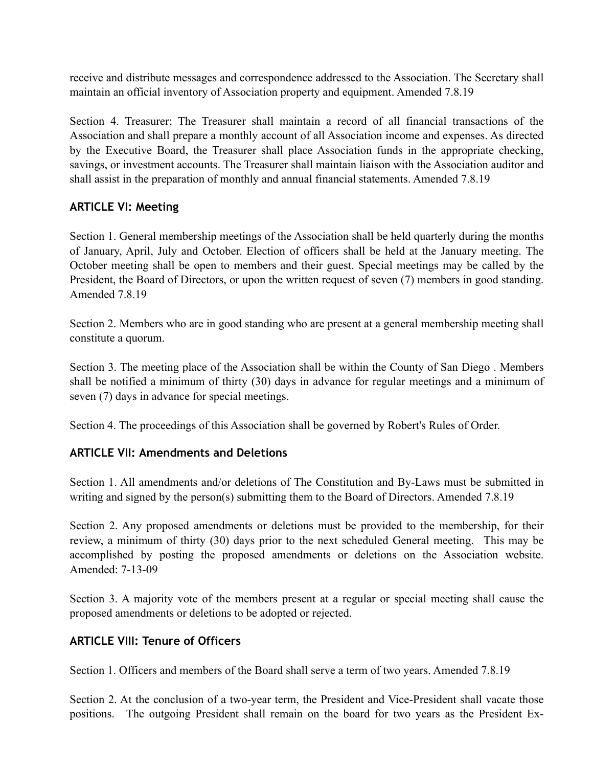receive and distribute messages and correspondence addressed to the Association. The Secretary shall maintain an official inventory of Association property and equipment. Amended 7.8.19

Section 4. Treasurer; The Treasurer shall maintain a record of all financial transactions of the Association and shall prepare a monthly account of all Association income and expenses. As directed by the Executive Board, the Treasurer shall place Association funds in the appropriate checking, savings, or investment accounts. The Treasurer shall maintain liaison with the Association auditor and shall assist in the preparation of monthly and annual financial statements. Amended 7.8.19

## ARTICLE VI: Meeting

Section 1. General membership meetings of the Association shall be held quarterly during the months of January, April, July and October. Election of officers shall be held at the January meeting. The October meeting shall be open to members and their guest. Special meetings may be called by the President, the Board of Directors, or upon the written request of seven (7) members in good standing. Amended 7.8.19

Section 2. Members who are in good standing who are present at a general membership meeting shall constitute a quorum.

Section 3. The meeting place of the Association shall be within the County of San Diego . Members shall be notified a minimum of thirty (30) days in advance for regular meetings and a minimum of seven (7) days in advance for special meetings.

Section 4. The proceedings of this Association shall be governed by Robert's Rules of Order.

## ARTICLE VII: Amendments and Deletions

Section 1. All amendments and/or deletions of The Constitution and By-Laws must be submitted in writing and signed by the person(s) submitting them to the Board of Directors. Amended 7.8.19

Section 2. Any proposed amendments or deletions must be provided to the membership, for their review, a minimum of thirty (30) days prior to the next scheduled General meeting. This may be accomplished by posting the proposed amendments or deletions on the Association website. Amended: 7-13-09

Section 3. A majority vote of the members present at a regular or special meeting shall cause the proposed amendments or deletions to be adopted or rejected.

## ARTICLE VIII: Tenure of Officers

Section 1. Officers and members of the Board shall serve a term of two years. Amended 7.8.19

Section 2. At the conclusion of a two-year term, the President and Vice-President shall vacate those positions. The outgoing President shall remain on the board for two years as the President Ex-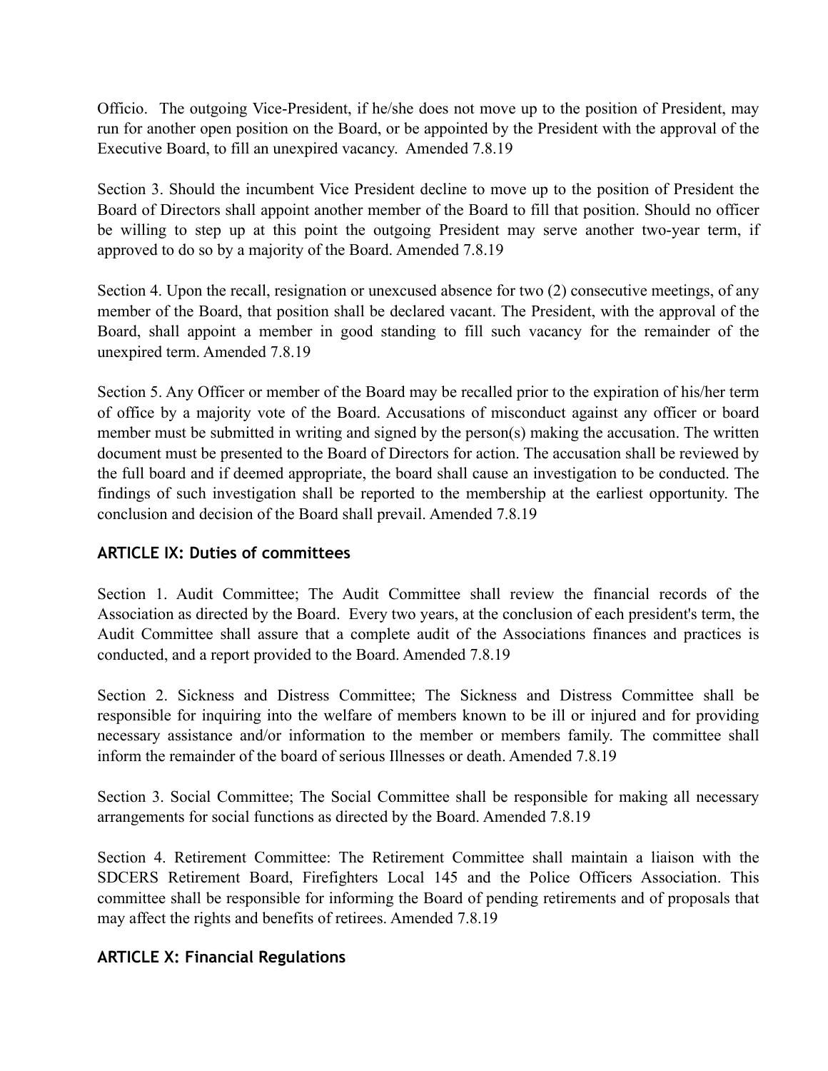Officio. The outgoing Vice-President, if he/she does not move up to the position of President, may run for another open position on the Board, or be appointed by the President with the approval of the Executive Board, to fill an unexpired vacancy. Amended 7.8.19

Section 3. Should the incumbent Vice President decline to move up to the position of President the Board of Directors shall appoint another member of the Board to fill that position. Should no officer be willing to step up at this point the outgoing President may serve another two-year term, if approved to do so by a majority of the Board. Amended 7.8.19

Section 4. Upon the recall, resignation or unexcused absence for two (2) consecutive meetings, of any member of the Board, that position shall be declared vacant. The President, with the approval of the Board, shall appoint a member in good standing to fill such vacancy for the remainder of the unexpired term. Amended 7.8.19

Section 5. Any Officer or member of the Board may be recalled prior to the expiration of his/her term of office by a majority vote of the Board. Accusations of misconduct against any officer or board member must be submitted in writing and signed by the person(s) making the accusation. The written document must be presented to the Board of Directors for action. The accusation shall be reviewed by the full board and if deemed appropriate, the board shall cause an investigation to be conducted. The findings of such investigation shall be reported to the membership at the earliest opportunity. The conclusion and decision of the Board shall prevail. Amended 7.8.19

### ARTICLE IX: Duties of committees

Section 1. Audit Committee; The Audit Committee shall review the financial records of the Association as directed by the Board. Every two years, at the conclusion of each president's term, the Audit Committee shall assure that a complete audit of the Associations finances and practices is conducted, and a report provided to the Board. Amended 7.8.19

Section 2. Sickness and Distress Committee; The Sickness and Distress Committee shall be responsible for inquiring into the welfare of members known to be ill or injured and for providing necessary assistance and/or information to the member or members family. The committee shall inform the remainder of the board of serious Illnesses or death. Amended 7.8.19

Section 3. Social Committee; The Social Committee shall be responsible for making all necessary arrangements for social functions as directed by the Board. Amended 7.8.19

Section 4. Retirement Committee: The Retirement Committee shall maintain a liaison with the SDCERS Retirement Board, Firefighters Local 145 and the Police Officers Association. This committee shall be responsible for informing the Board of pending retirements and of proposals that may affect the rights and benefits of retirees. Amended 7.8.19

### ARTICLE X: Financial Regulations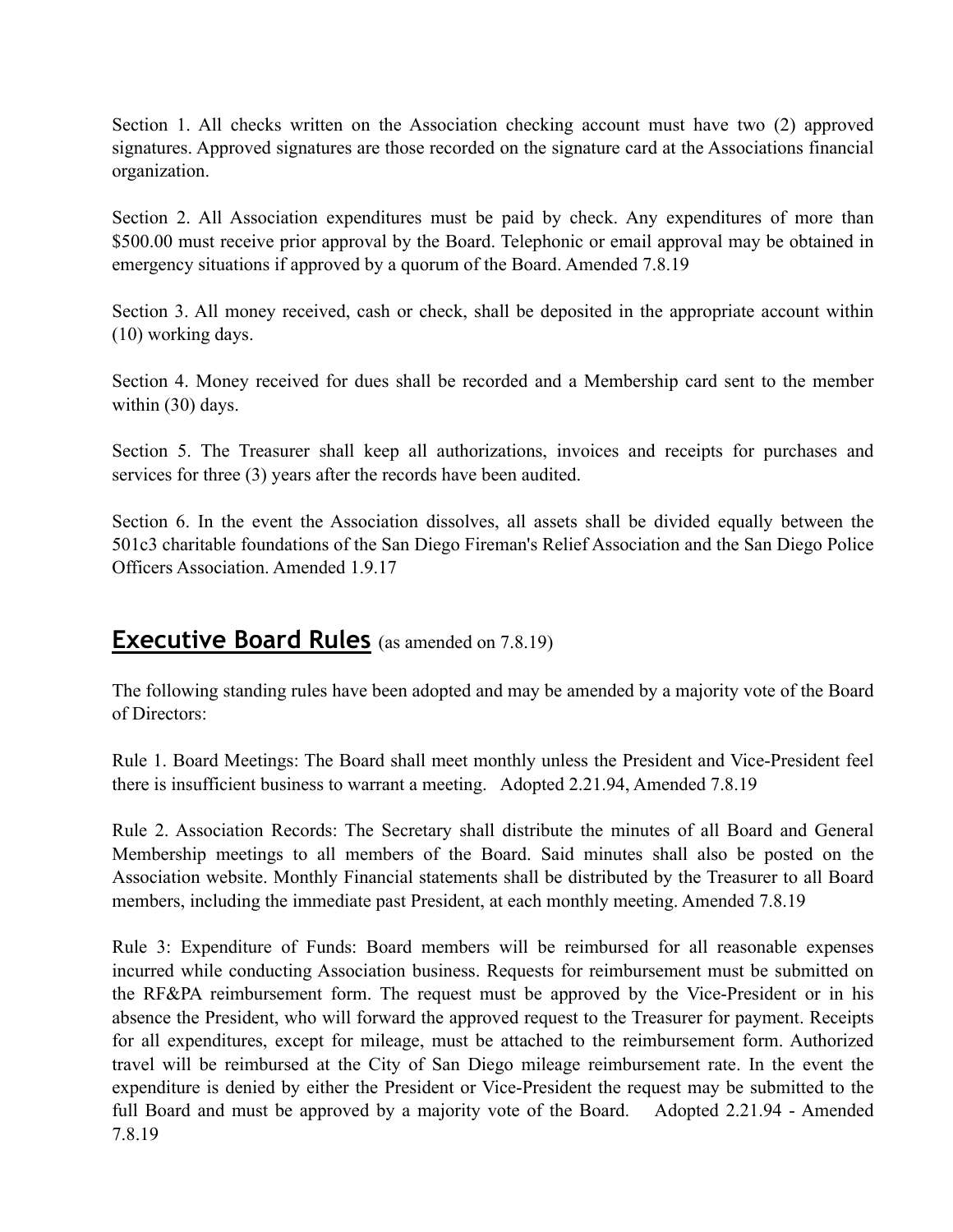Section 1. All checks written on the Association checking account must have two (2) approved signatures. Approved signatures are those recorded on the signature card at the Associations financial organization.

Section 2. All Association expenditures must be paid by check. Any expenditures of more than $500.00 must receive prior approval by the Board. Telephonic or email approval may be obtained in emergency situations if approved by a quorum of the Board. Amended 7.8.19

Section 3. All money received, cash or check, shall be deposited in the appropriate account within (10) working days.

Section 4. Money received for dues shall be recorded and a Membership card sent to the member within (30) days.

Section 5. The Treasurer shall keep all authorizations, invoices and receipts for purchases and services for three (3) years after the records have been audited.

Section 6. In the event the Association dissolves, all assets shall be divided equally between the 501c3 charitable foundations of the San Diego Fireman's Relief Association and the San Diego Police Officers Association. Amended 1.9.17

## **Executive Board Rules** (as amended on 7.8.19)

The following standing rules have been adopted and may be amended by a majority vote of the Board of Directors:

Rule 1. Board Meetings: The Board shall meet monthly unless the President and Vice-President feel there is insufficient business to warrant a meeting. Adopted 2.21.94, Amended 7.8.19

Rule 2. Association Records: The Secretary shall distribute the minutes of all Board and General Membership meetings to all members of the Board. Said minutes shall also be posted on the Association website. Monthly Financial statements shall be distributed by the Treasurer to all Board members, including the immediate past President, at each monthly meeting. Amended 7.8.19

Rule 3: Expenditure of Funds: Board members will be reimbursed for all reasonable expenses incurred while conducting Association business. Requests for reimbursement must be submitted on the RF&PA reimbursement form. The request must be approved by the Vice-President or in his absence the President, who will forward the approved request to the Treasurer for payment. Receipts for all expenditures, except for mileage, must be attached to the reimbursement form. Authorized travel will be reimbursed at the City of San Diego mileage reimbursement rate. In the event the expenditure is denied by either the President or Vice-President the request may be submitted to the full Board and must be approved by a majority vote of the Board. Adopted 2.21.94 - Amended 7.8.19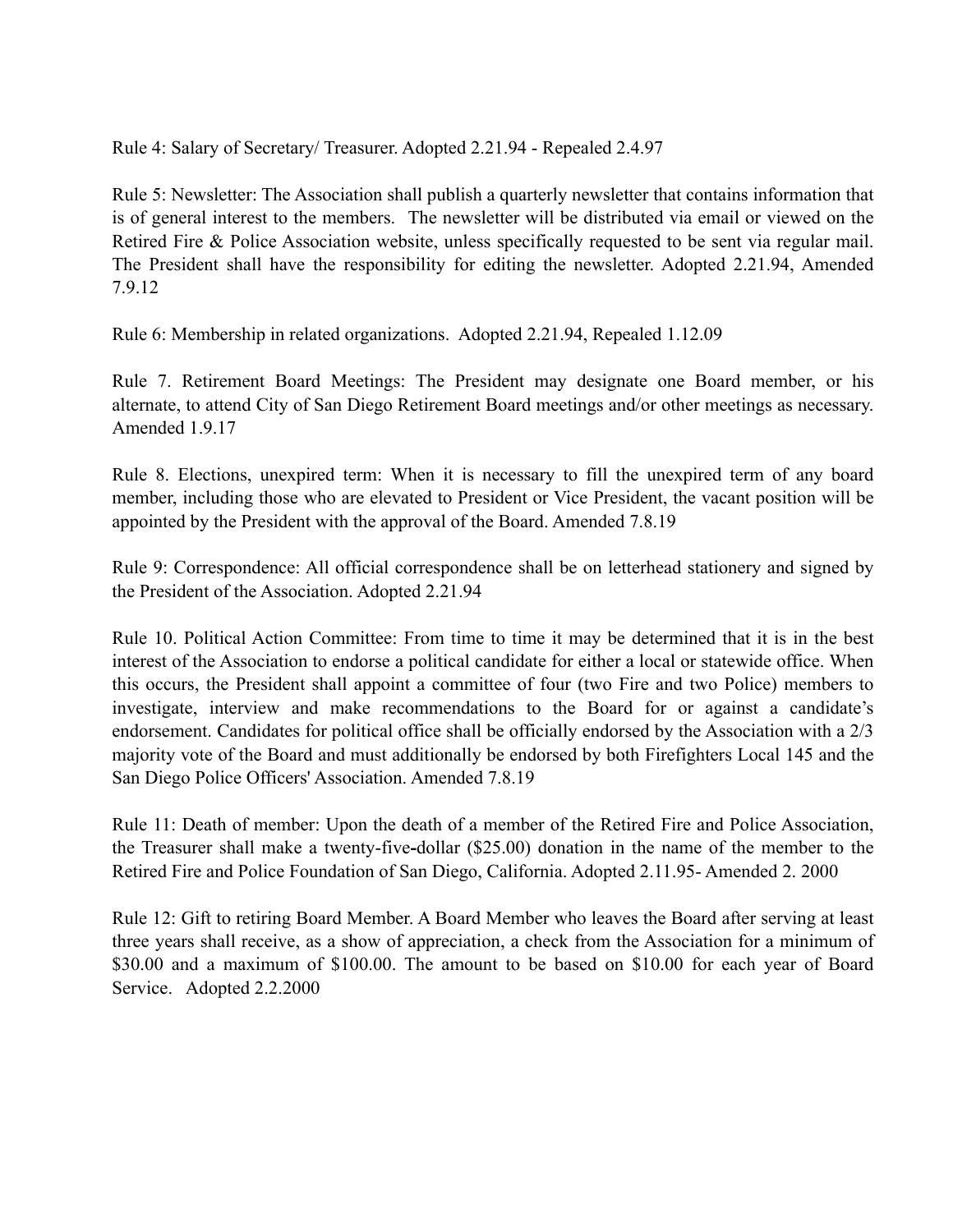Rule 4: Salary of Secretary/ Treasurer. Adopted 2.21.94 - Repealed 2.4.97

Rule 5: Newsletter: The Association shall publish a quarterly newsletter that contains information that is of general interest to the members. The newsletter will be distributed via email or viewed on the Retired Fire & Police Association website, unless specifically requested to be sent via regular mail. The President shall have the responsibility for editing the newsletter. Adopted 2.21.94, Amended 7.9.12

Rule 6: Membership in related organizations. Adopted 2.21.94, Repealed 1.12.09

Rule 7. Retirement Board Meetings: The President may designate one Board member, or his alternate, to attend City of San Diego Retirement Board meetings and/or other meetings as necessary. Amended 1.9.17

Rule 8. Elections, unexpired term: When it is necessary to fill the unexpired term of any board member, including those who are elevated to President or Vice President, the vacant position will be appointed by the President with the approval of the Board. Amended 7.8.19

Rule 9: Correspondence: All official correspondence shall be on letterhead stationery and signed by the President of the Association. Adopted 2.21.94

Rule 10. Political Action Committee: From time to time it may be determined that it is in the best interest of the Association to endorse a political candidate for either a local or statewide office. When this occurs, the President shall appoint a committee of four (two Fire and two Police) members to investigate, interview and make recommendations to the Board for or against a candidate's endorsement. Candidates for political office shall be officially endorsed by the Association with a 2/3 majority vote of the Board and must additionally be endorsed by both Firefighters Local 145 and the San Diego Police Officers' Association. Amended 7.8.19

Rule 11: Death of member: Upon the death of a member of the Retired Fire and Police Association, the Treasurer shall make a twenty-five-dollar ($25.00) donation in the name of the member to the Retired Fire and Police Foundation of San Diego, California. Adopted 2.11.95- Amended 2. 2000

Rule 12: Gift to retiring Board Member. A Board Member who leaves the Board after serving at least three years shall receive, as a show of appreciation, a check from the Association for a minimum of $30.00 and a maximum of $100.00. The amount to be based on $10.00 for each year of Board Service. Adopted 2.2.2000